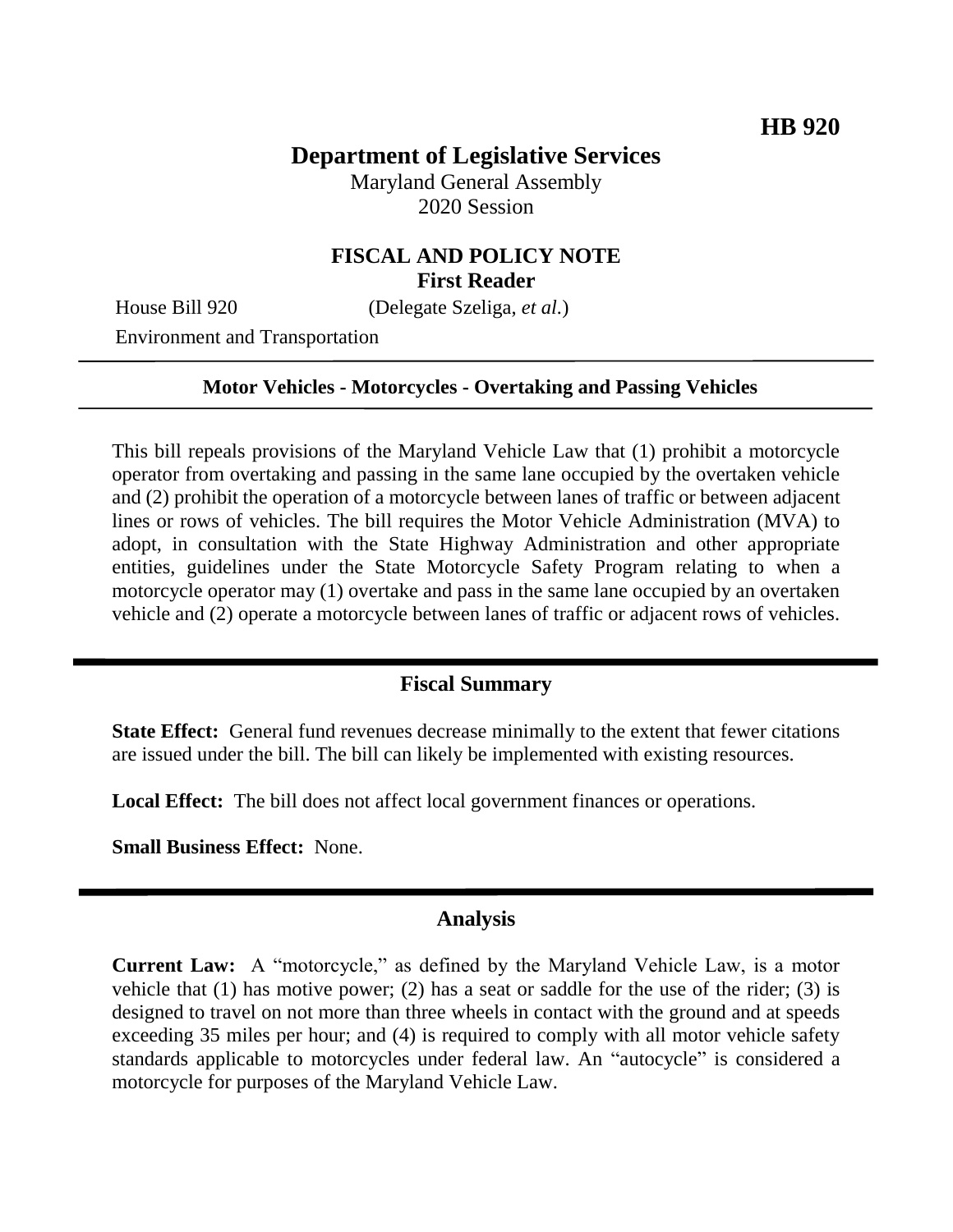**HB 920**

# Department of Legislative Services

Maryland General Assembly
2020 Session

## FISCAL AND POLICY NOTE
**First Reader**

House Bill 920 (Delegate Szeliga, *et al.*)
Environment and Transportation

---

**Motor Vehicles - Motorcycles - Overtaking and Passing Vehicles**

---

This bill repeals provisions of the Maryland Vehicle Law that (1) prohibit a motorcycle operator from overtaking and passing in the same lane occupied by the overtaken vehicle and (2) prohibit the operation of a motorcycle between lanes of traffic or between adjacent lines or rows of vehicles. The bill requires the Motor Vehicle Administration (MVA) to adopt, in consultation with the State Highway Administration and other appropriate entities, guidelines under the State Motorcycle Safety Program relating to when a motorcycle operator may (1) overtake and pass in the same lane occupied by an overtaken vehicle and (2) operate a motorcycle between lanes of traffic or adjacent rows of vehicles.

---

## Fiscal Summary

**State Effect:** General fund revenues decrease minimally to the extent that fewer citations are issued under the bill. The bill can likely be implemented with existing resources.

**Local Effect:** The bill does not affect local government finances or operations.

**Small Business Effect:** None.

---

## Analysis

**Current Law:** A "motorcycle," as defined by the Maryland Vehicle Law, is a motor vehicle that (1) has motive power; (2) has a seat or saddle for the use of the rider; (3) is designed to travel on not more than three wheels in contact with the ground and at speeds exceeding 35 miles per hour; and (4) is required to comply with all motor vehicle safety standards applicable to motorcycles under federal law. An "autocycle" is considered a motorcycle for purposes of the Maryland Vehicle Law.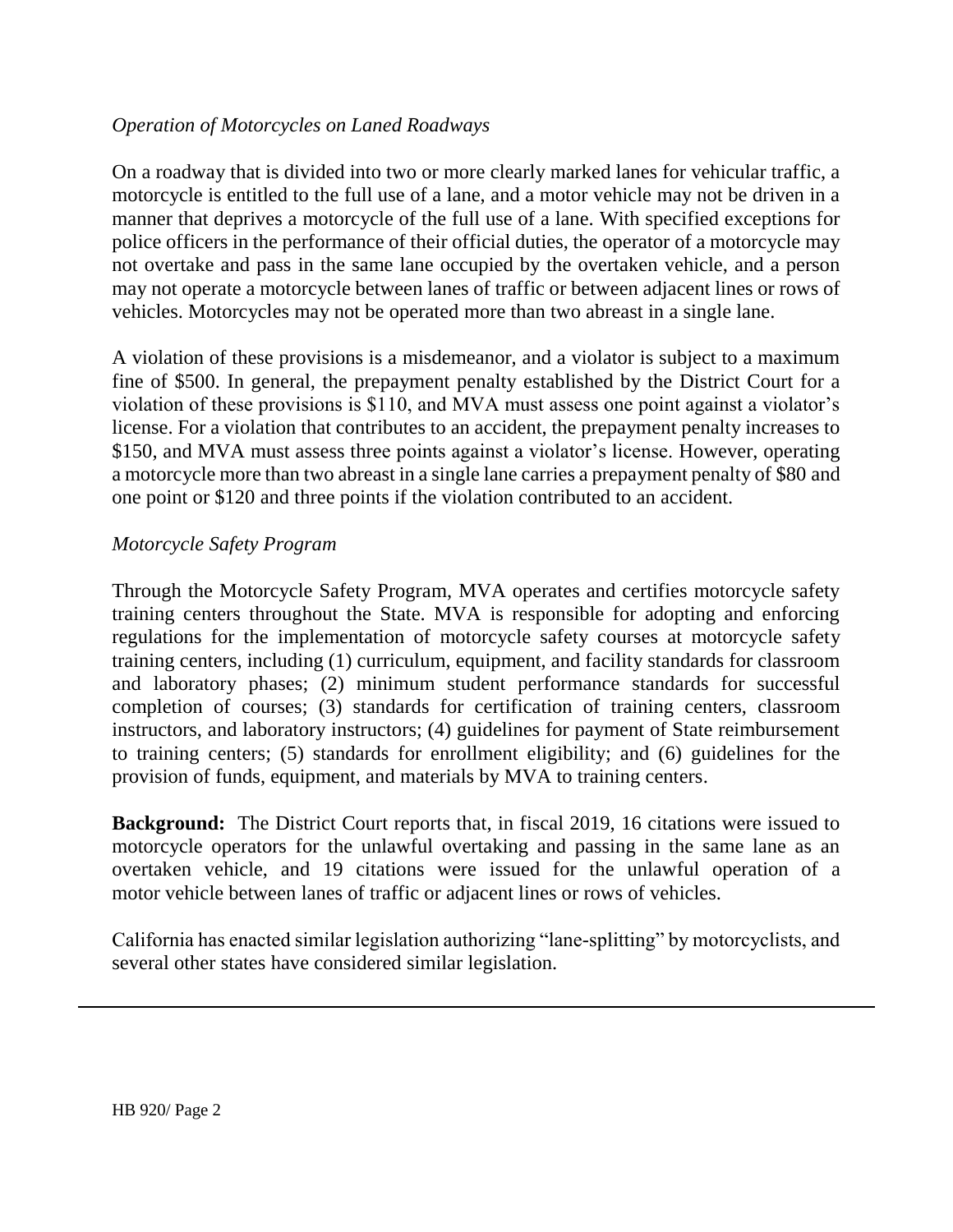*Operation of Motorcycles on Laned Roadways*

On a roadway that is divided into two or more clearly marked lanes for vehicular traffic, a motorcycle is entitled to the full use of a lane, and a motor vehicle may not be driven in a manner that deprives a motorcycle of the full use of a lane. With specified exceptions for police officers in the performance of their official duties, the operator of a motorcycle may not overtake and pass in the same lane occupied by the overtaken vehicle, and a person may not operate a motorcycle between lanes of traffic or between adjacent lines or rows of vehicles. Motorcycles may not be operated more than two abreast in a single lane.

A violation of these provisions is a misdemeanor, and a violator is subject to a maximum fine of $500. In general, the prepayment penalty established by the District Court for a violation of these provisions is $110, and MVA must assess one point against a violator's license. For a violation that contributes to an accident, the prepayment penalty increases to $150, and MVA must assess three points against a violator's license. However, operating a motorcycle more than two abreast in a single lane carries a prepayment penalty of $80 and one point or $120 and three points if the violation contributed to an accident.

*Motorcycle Safety Program*

Through the Motorcycle Safety Program, MVA operates and certifies motorcycle safety training centers throughout the State. MVA is responsible for adopting and enforcing regulations for the implementation of motorcycle safety courses at motorcycle safety training centers, including (1) curriculum, equipment, and facility standards for classroom and laboratory phases; (2) minimum student performance standards for successful completion of courses; (3) standards for certification of training centers, classroom instructors, and laboratory instructors; (4) guidelines for payment of State reimbursement to training centers; (5) standards for enrollment eligibility; and (6) guidelines for the provision of funds, equipment, and materials by MVA to training centers.

**Background:** The District Court reports that, in fiscal 2019, 16 citations were issued to motorcycle operators for the unlawful overtaking and passing in the same lane as an overtaken vehicle, and 19 citations were issued for the unlawful operation of a motor vehicle between lanes of traffic or adjacent lines or rows of vehicles.

California has enacted similar legislation authorizing "lane-splitting" by motorcyclists, and several other states have considered similar legislation.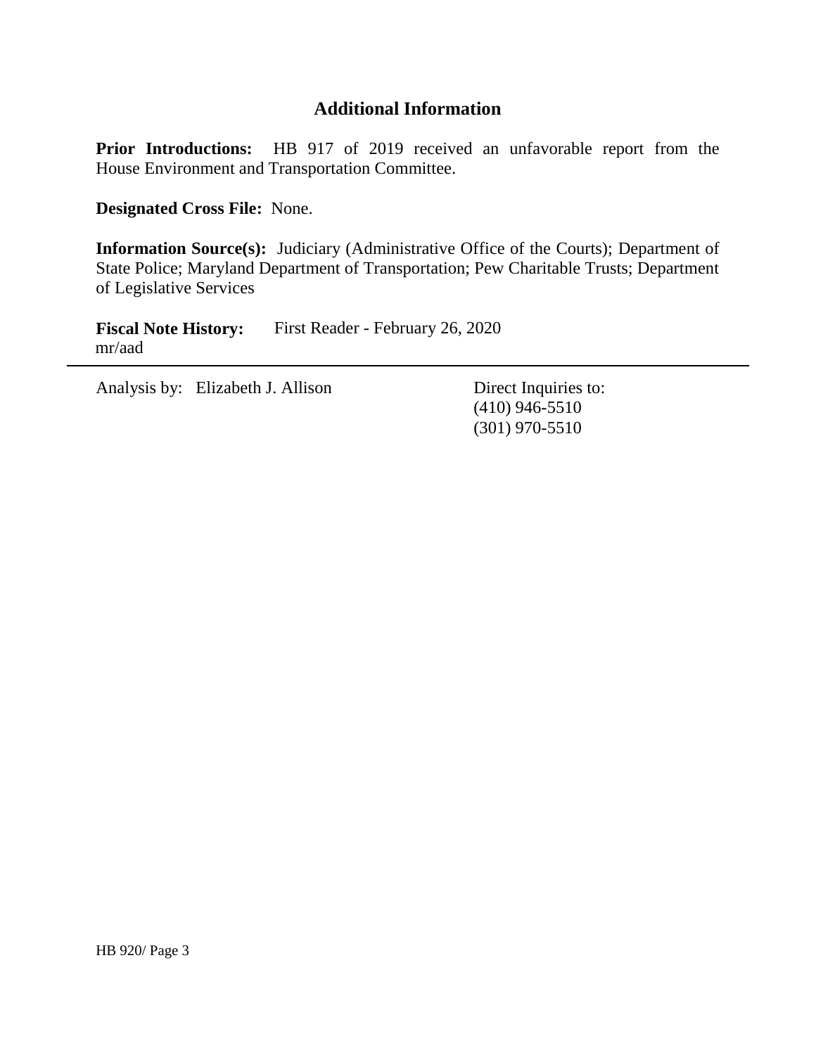## Additional Information

**Prior Introductions:** HB 917 of 2019 received an unfavorable report from the House Environment and Transportation Committee.

**Designated Cross File:** None.

**Information Source(s):** Judiciary (Administrative Office of the Courts); Department of State Police; Maryland Department of Transportation; Pew Charitable Trusts; Department of Legislative Services

**Fiscal Note History:** First Reader - February 26, 2020
mr/aad

---

Analysis by: Elizabeth J. Allison

Direct Inquiries to:
(410) 946-5510
(301) 970-5510